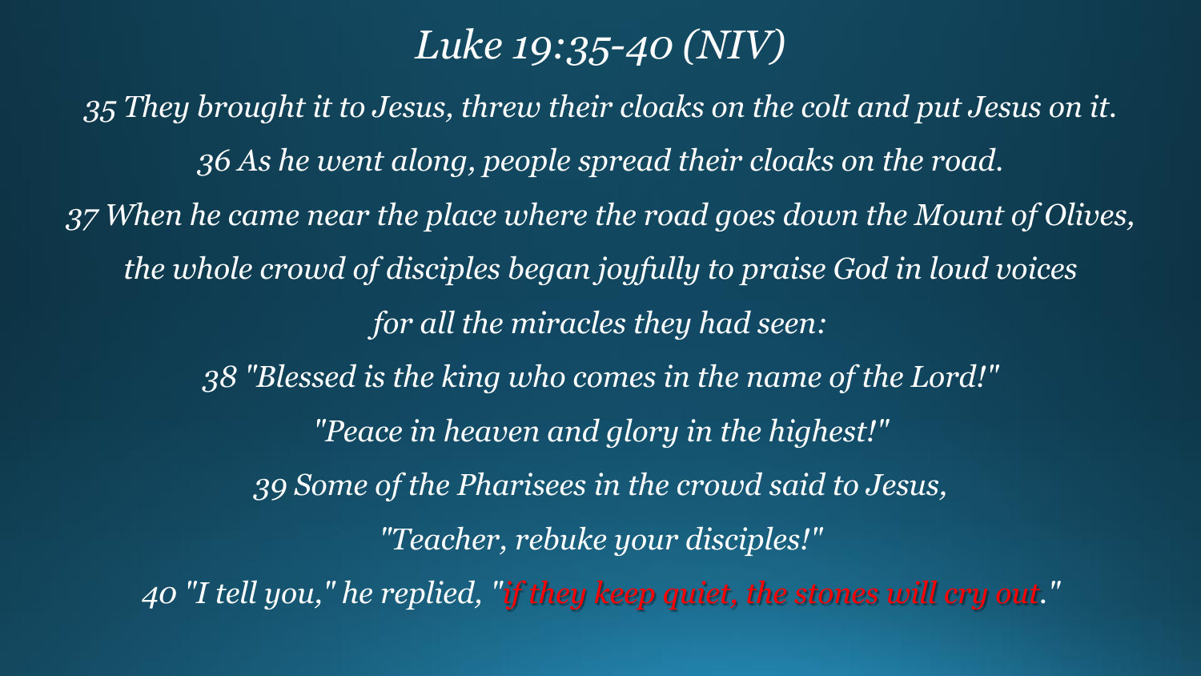# *Luke 19:35-40 (NIV)*

*35 They brought it to Jesus, threw their cloaks on the colt and put Jesus on it.*

*36 As he went along, people spread their cloaks on the road.*

*37 When he came near the place where the road goes down the Mount of Olives, the whole crowd of disciples began joyfully to praise God in loud voices for all the miracles they had seen:*

*38 "Blessed is the king who comes in the name of the Lord!"*

*"Peace in heaven and glory in the highest!"*

*39 Some of the Pharisees in the crowd said to Jesus,*

*"Teacher, rebuke your disciples!"*

*40 "I tell you," he replied, "if they keep quiet, the stones will cry out."*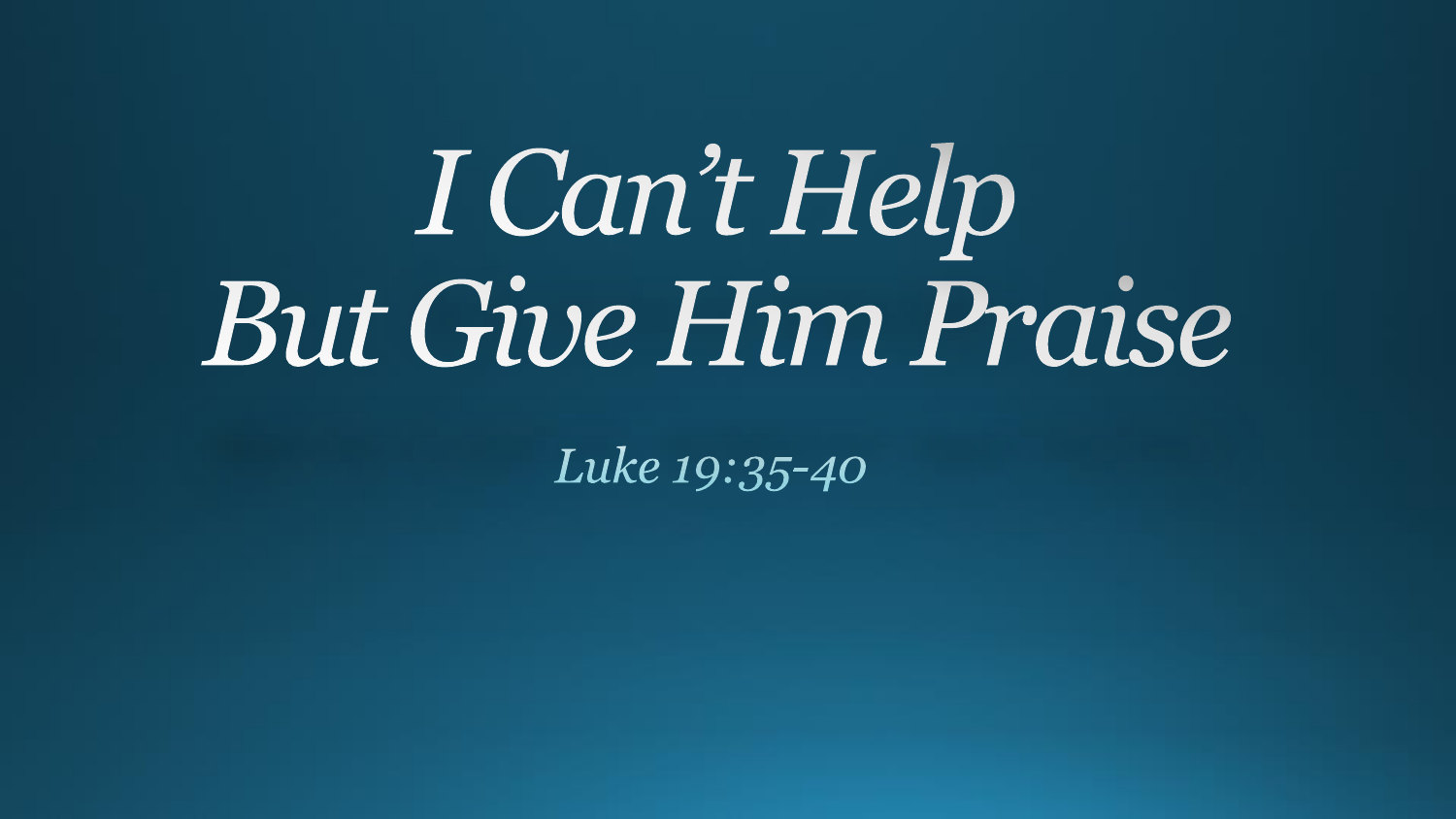# I Can't Help But Give Him Praise

*Luke 19:35-40*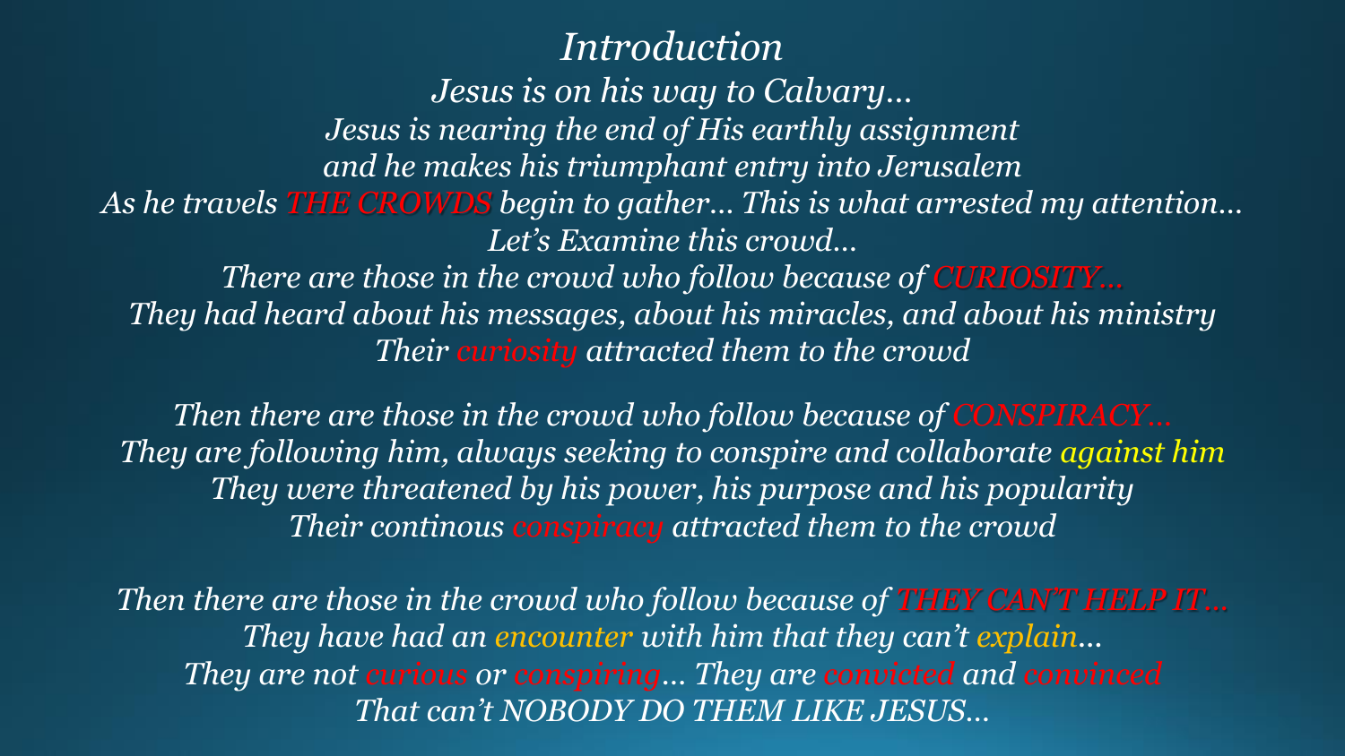# *Introduction*

*Jesus is on his way to Calvary…*
*Jesus is nearing the end of His earthly assignment*
*and he makes his triumphant entry into Jerusalem*
*As he travels THE CROWDS begin to gather… This is what arrested my attention…*
*Let's Examine this crowd…*
*There are those in the crowd who follow because of CURIOSITY…*
*They had heard about his messages, about his miracles, and about his ministry*
*Their curiosity attracted them to the crowd*

*Then there are those in the crowd who follow because of CONSPIRACY…*
*They are following him, always seeking to conspire and collaborate against him*
*They were threatened by his power, his purpose and his popularity*
*Their continous conspiracy attracted them to the crowd*

*Then there are those in the crowd who follow because of THEY CAN'T HELP IT…*
*They have had an encounter with him that they can't explain…*
*They are not curious or conspiring… They are convicted and convinced*
*That can't NOBODY DO THEM LIKE JESUS…*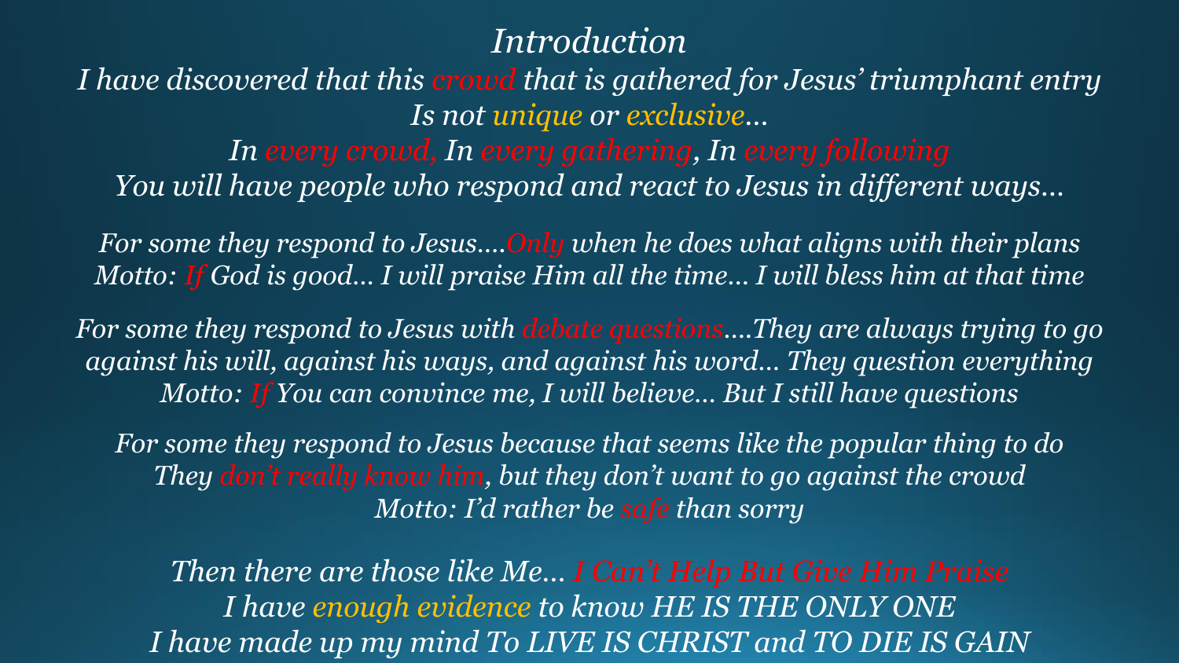# *Introduction*

*I have discovered that this crowd that is gathered for Jesus' triumphant entry*
*Is not unique or exclusive…*
*In every crowd, In every gathering, In every following*
*You will have people who respond and react to Jesus in different ways…*

*For some they respond to Jesus….Only when he does what aligns with their plans*
*Motto: If God is good… I will praise Him all the time… I will bless him at that time*

*For some they respond to Jesus with debate questions….They are always trying to go against his will, against his ways, and against his word… They question everything*
*Motto: If You can convince me, I will believe… But I still have questions*

*For some they respond to Jesus because that seems like the popular thing to do*
*They don't really know him, but they don't want to go against the crowd*
*Motto: I'd rather be safe than sorry*

*Then there are those like Me… I Can't Help But Give Him Praise*
*I have enough evidence to know HE IS THE ONLY ONE*
*I have made up my mind To LIVE IS CHRIST and TO DIE IS GAIN*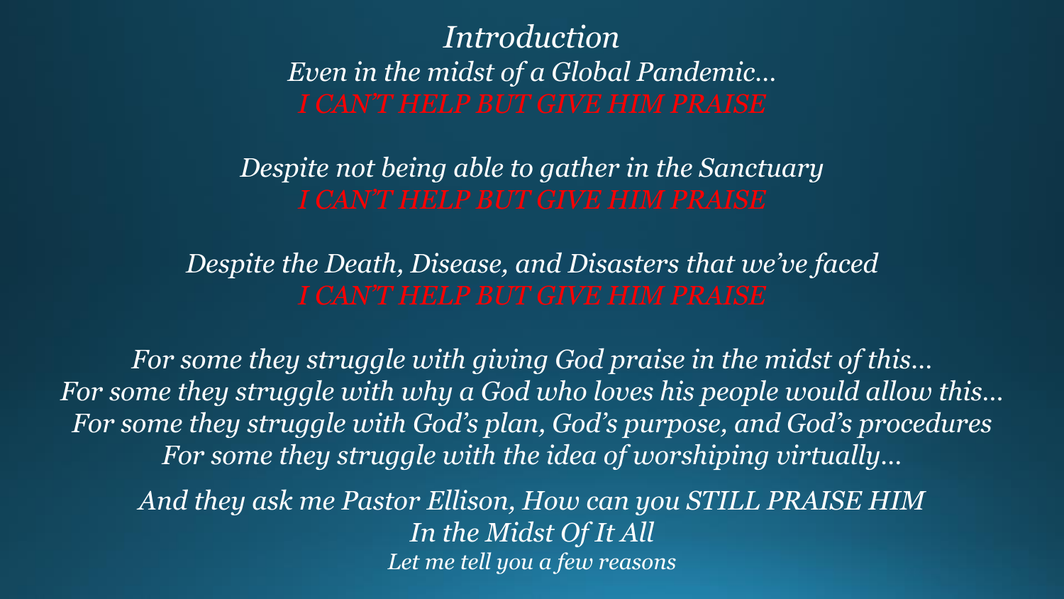# *Introduction*

*Even in the midst of a Global Pandemic…*
*I CAN'T HELP BUT GIVE HIM PRAISE*

*Despite not being able to gather in the Sanctuary*
*I CAN'T HELP BUT GIVE HIM PRAISE*

*Despite the Death, Disease, and Disasters that we've faced*
*I CAN'T HELP BUT GIVE HIM PRAISE*

*For some they struggle with giving God praise in the midst of this…*
*For some they struggle with why a God who loves his people would allow this…*
*For some they struggle with God's plan, God's purpose, and God's procedures*
*For some they struggle with the idea of worshiping virtually…*

*And they ask me Pastor Ellison, How can you STILL PRAISE HIM*
*In the Midst Of It All*
*Let me tell you a few reasons*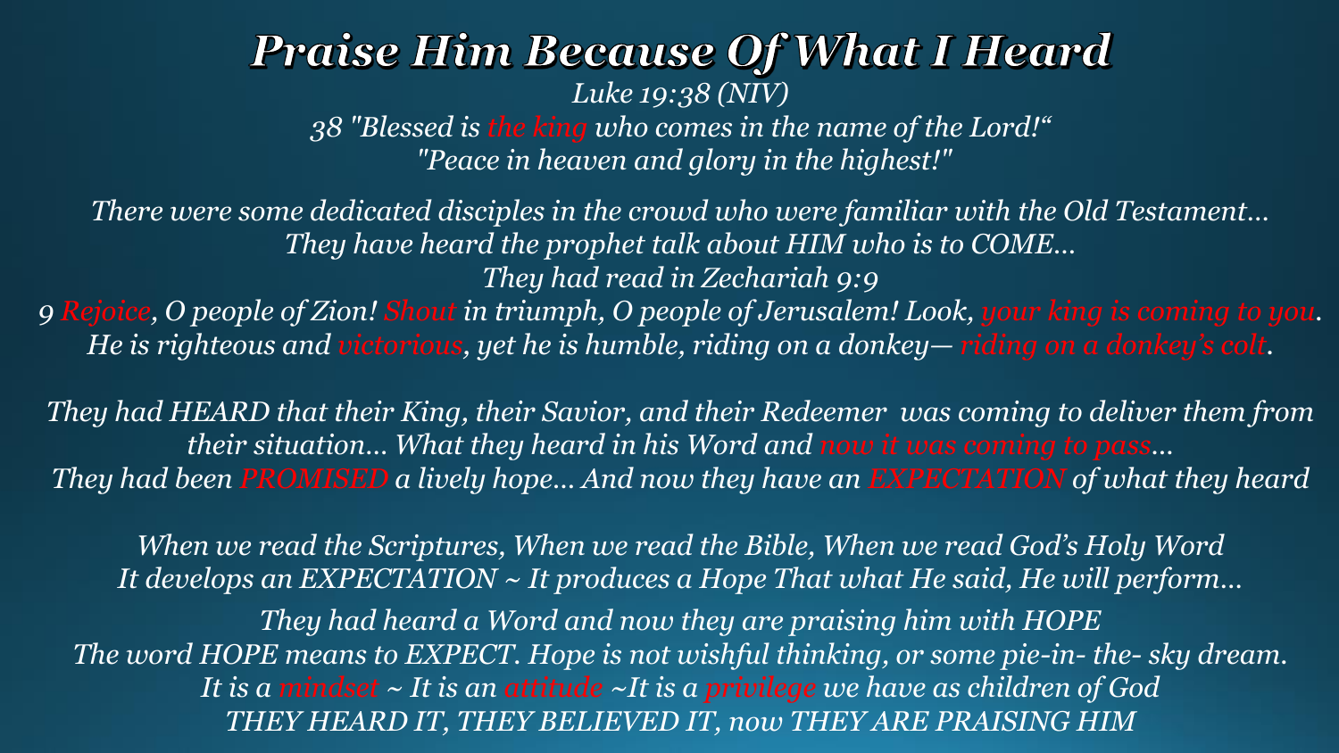# *Praise Him Because Of What I Heard*

*Luke 19:38 (NIV)*

*38 "Blessed is the king who comes in the name of the Lord!"*
*"Peace in heaven and glory in the highest!"*

*There were some dedicated disciples in the crowd who were familiar with the Old Testament…*
*They have heard the prophet talk about HIM who is to COME…*
*They had read in Zechariah 9:9*
*9 Rejoice, O people of Zion! Shout in triumph, O people of Jerusalem! Look, your king is coming to you.*
*He is righteous and victorious, yet he is humble, riding on a donkey— riding on a donkey's colt.*

*They had HEARD that their King, their Savior, and their Redeemer was coming to deliver them from their situation… What they heard in his Word and now it was coming to pass…*
*They had been PROMISED a lively hope… And now they have an EXPECTATION of what they heard*

*When we read the Scriptures, When we read the Bible, When we read God's Holy Word*
*It develops an EXPECTATION ~ It produces a Hope That what He said, He will perform…*

*They had heard a Word and now they are praising him with HOPE*
*The word HOPE means to EXPECT. Hope is not wishful thinking, or some pie-in- the- sky dream.*
*It is a mindset ~ It is an attitude ~It is a privilege we have as children of God*
*THEY HEARD IT, THEY BELIEVED IT, now THEY ARE PRAISING HIM*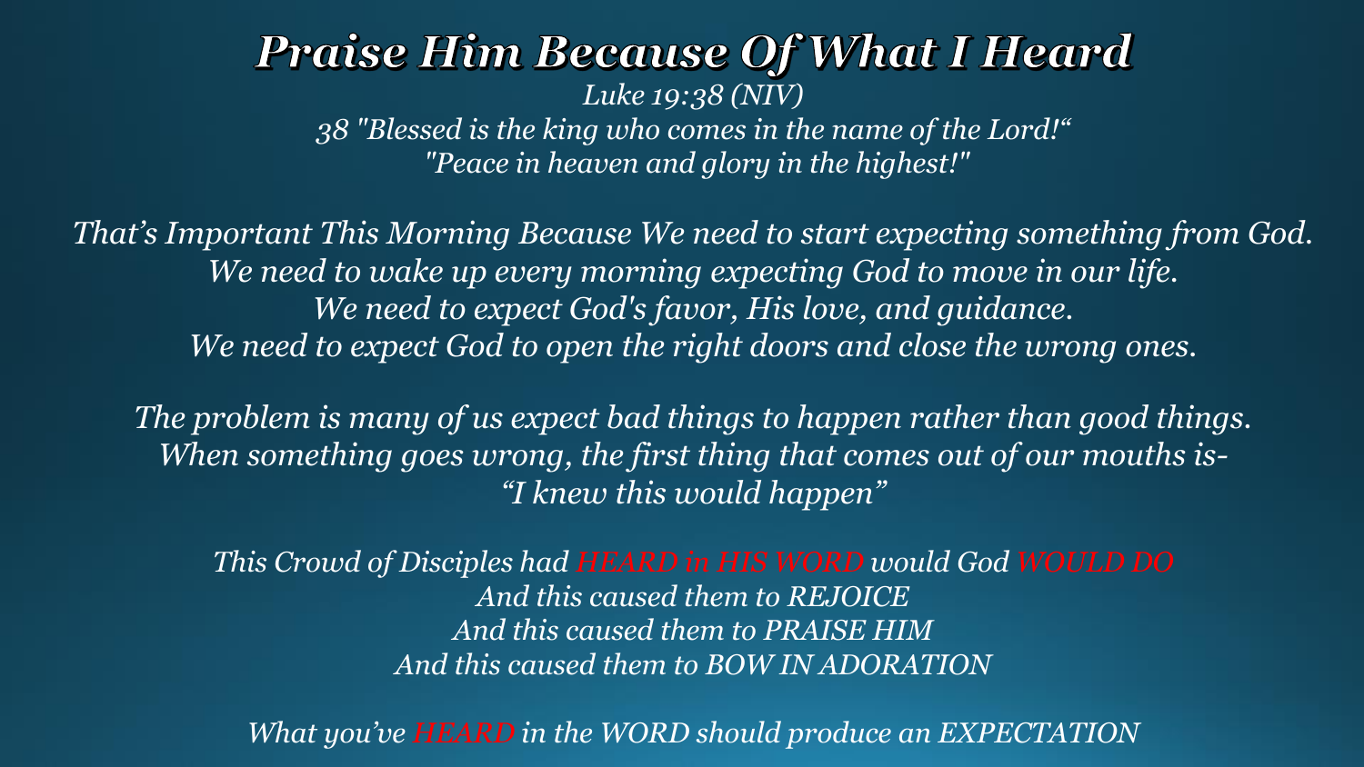# *Praise Him Because Of What I Heard*

*Luke 19:38 (NIV)*
*38 "Blessed is the king who comes in the name of the Lord!"*
*"Peace in heaven and glory in the highest!"*

*That's Important This Morning Because We need to start expecting something from God.*
*We need to wake up every morning expecting God to move in our life.*
*We need to expect God's favor, His love, and guidance.*
*We need to expect God to open the right doors and close the wrong ones.*

*The problem is many of us expect bad things to happen rather than good things.*
*When something goes wrong, the first thing that comes out of our mouths is-*
*"I knew this would happen"*

*This Crowd of Disciples had HEARD in HIS WORD would God WOULD DO*
*And this caused them to REJOICE*
*And this caused them to PRAISE HIM*
*And this caused them to BOW IN ADORATION*

*What you've HEARD in the WORD should produce an EXPECTATION*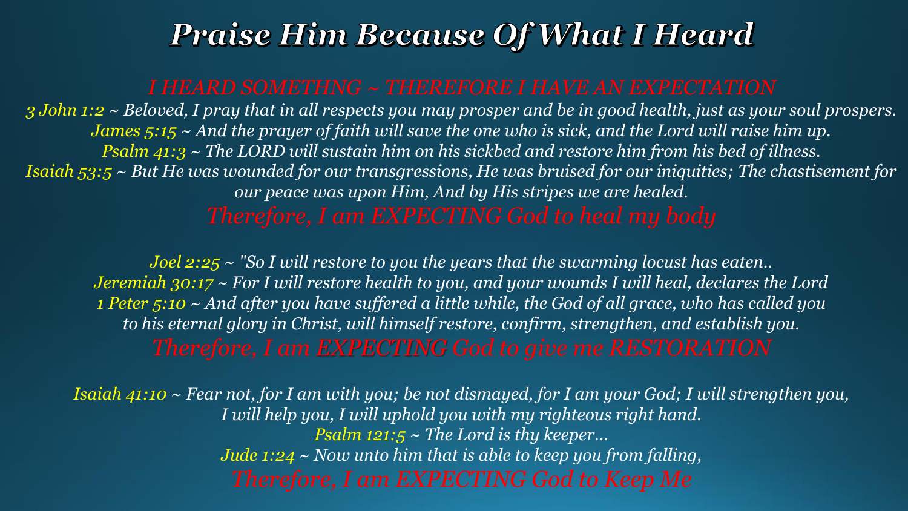# *Praise Him Because Of What I Heard*

*I HEARD SOMETHNG ~ THEREFORE I HAVE AN EXPECTATION*

*3 John 1:2 ~ Beloved, I pray that in all respects you may prosper and be in good health, just as your soul prospers.*
*James 5:15 ~ And the prayer of faith will save the one who is sick, and the Lord will raise him up.*
*Psalm 41:3 ~ The LORD will sustain him on his sickbed and restore him from his bed of illness.*
*Isaiah 53:5 ~ But He was wounded for our transgressions, He was bruised for our iniquities; The chastisement for our peace was upon Him, And by His stripes we are healed.*

*Therefore, I am EXPECTING God to heal my body*

*Joel 2:25 ~ "So I will restore to you the years that the swarming locust has eaten..*
*Jeremiah 30:17 ~ For I will restore health to you, and your wounds I will heal, declares the Lord*
*1 Peter 5:10 ~ And after you have suffered a little while, the God of all grace, who has called you to his eternal glory in Christ, will himself restore, confirm, strengthen, and establish you.*

*Therefore, I am EXPECTING God to give me RESTORATION*

*Isaiah 41:10 ~ Fear not, for I am with you; be not dismayed, for I am your God; I will strengthen you, I will help you, I will uphold you with my righteous right hand.*
*Psalm 121:5 ~ The Lord is thy keeper…*
*Jude 1:24 ~ Now unto him that is able to keep you from falling,*

*Therefore, I am EXPECTING God to Keep Me*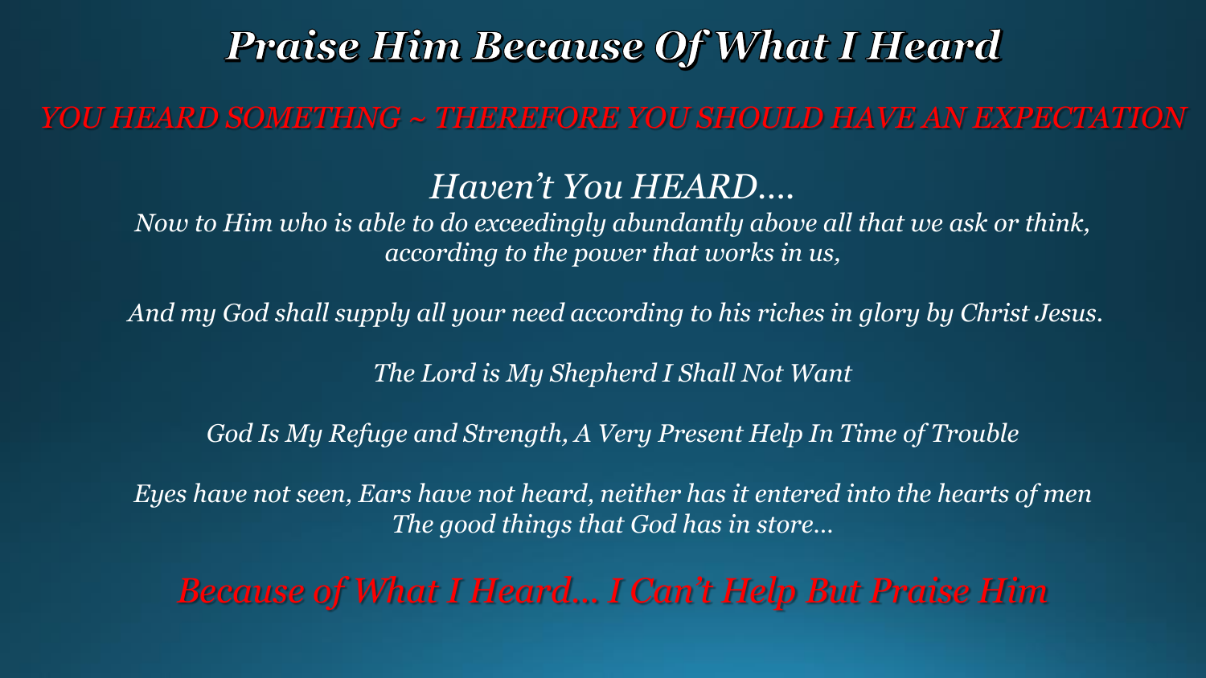# *Praise Him Because Of What I Heard*

*YOU HEARD SOMETHNG ~ THEREFORE YOU SHOULD HAVE AN EXPECTATION*

## *Haven't You HEARD….*

*Now to Him who is able to do exceedingly abundantly above all that we ask or think, according to the power that works in us,*

*And my God shall supply all your need according to his riches in glory by Christ Jesus.*

*The Lord is My Shepherd I Shall Not Want*

*God Is My Refuge and Strength, A Very Present Help In Time of Trouble*

*Eyes have not seen, Ears have not heard, neither has it entered into the hearts of men The good things that God has in store…*

*Because of What I Heard… I Can't Help But Praise Him*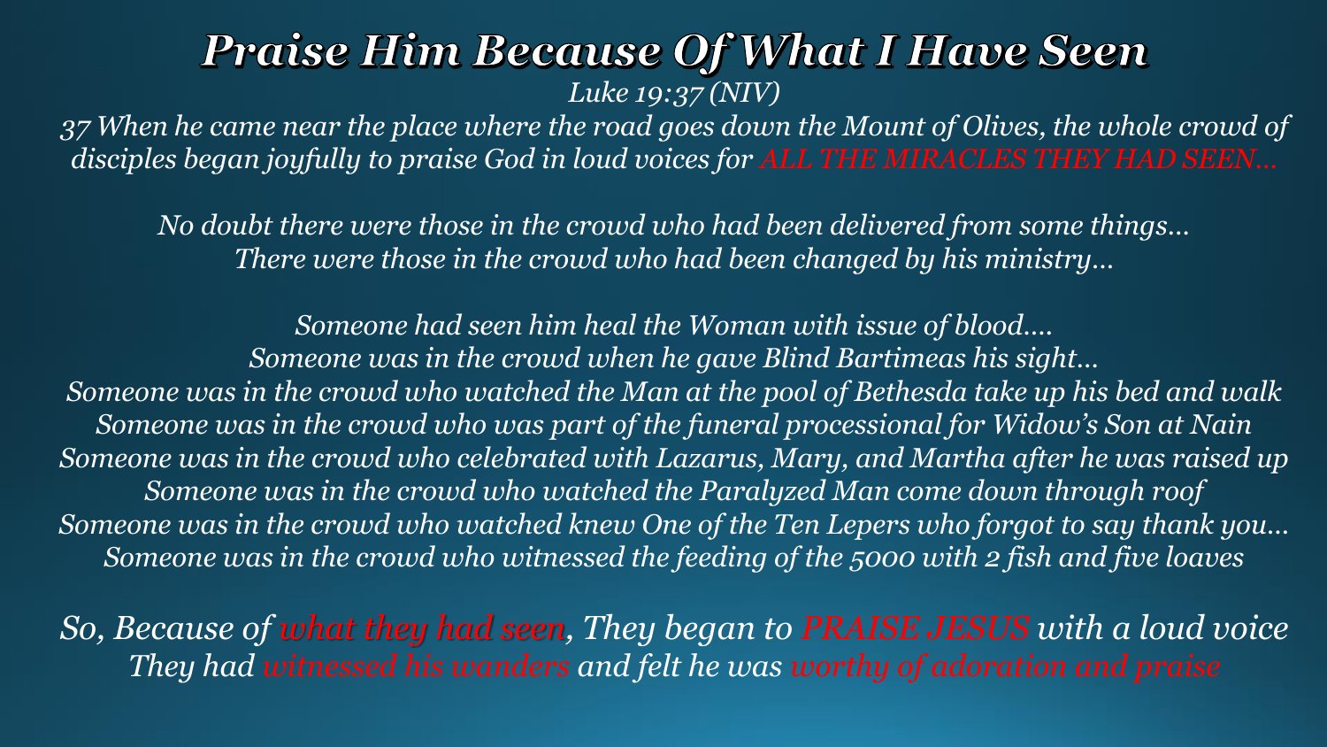# *Praise Him Because Of What I Have Seen*

*Luke 19:37 (NIV)*

*37 When he came near the place where the road goes down the Mount of Olives, the whole crowd of disciples began joyfully to praise God in loud voices for ALL THE MIRACLES THEY HAD SEEN…*

*No doubt there were those in the crowd who had been delivered from some things…*
*There were those in the crowd who had been changed by his ministry…*

*Someone had seen him heal the Woman with issue of blood….*
*Someone was in the crowd when he gave Blind Bartimeas his sight…*
*Someone was in the crowd who watched the Man at the pool of Bethesda take up his bed and walk*
*Someone was in the crowd who was part of the funeral processional for Widow's Son at Nain*
*Someone was in the crowd who celebrated with Lazarus, Mary, and Martha after he was raised up*
*Someone was in the crowd who watched the Paralyzed Man come down through roof*
*Someone was in the crowd who watched knew One of the Ten Lepers who forgot to say thank you…*
*Someone was in the crowd who witnessed the feeding of the 5000 with 2 fish and five loaves*

*So, Because of what they had seen, They began to PRAISE JESUS with a loud voice*
*They had witnessed his wanders and felt he was worthy of adoration and praise*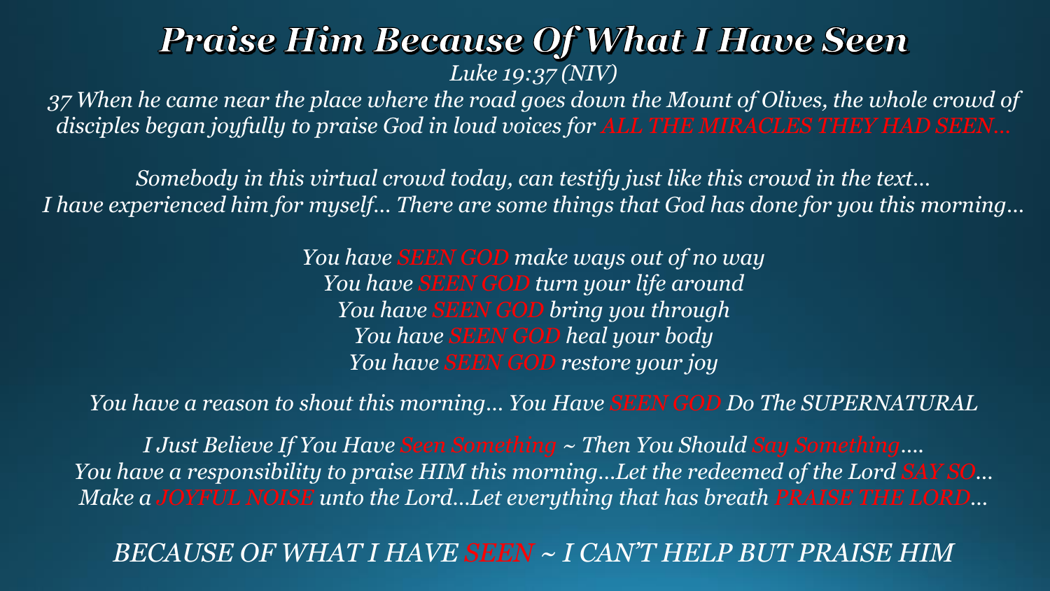# *Praise Him Because Of What I Have Seen*

*Luke 19:37 (NIV)*

*37 When he came near the place where the road goes down the Mount of Olives, the whole crowd of disciples began joyfully to praise God in loud voices for ALL THE MIRACLES THEY HAD SEEN…*

*Somebody in this virtual crowd today, can testify just like this crowd in the text…*
*I have experienced him for myself… There are some things that God has done for you this morning…*

*You have SEEN GOD make ways out of no way*
*You have SEEN GOD turn your life around*
*You have SEEN GOD bring you through*
*You have SEEN GOD heal your body*
*You have SEEN GOD restore your joy*

*You have a reason to shout this morning… You Have SEEN GOD Do The SUPERNATURAL*

*I Just Believe If You Have Seen Something ~ Then You Should Say Something….*
*You have a responsibility to praise HIM this morning…Let the redeemed of the Lord SAY SO…*
*Make a JOYFUL NOISE unto the Lord…Let everything that has breath PRAISE THE LORD…*

*BECAUSE OF WHAT I HAVE SEEN ~ I CAN'T HELP BUT PRAISE HIM*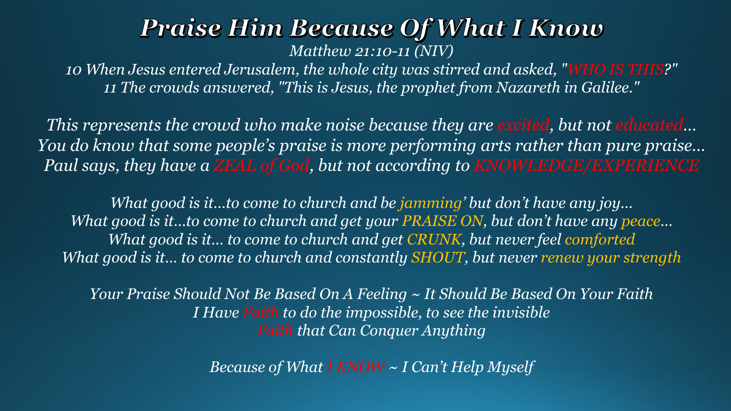# *Praise Him Because Of What I Know*

*Matthew 21:10-11 (NIV)*

*10 When Jesus entered Jerusalem, the whole city was stirred and asked, "WHO IS THIS?"*
*11 The crowds answered, "This is Jesus, the prophet from Nazareth in Galilee."*

*This represents the crowd who make noise because they are excited, but not educated…*
*You do know that some people's praise is more performing arts rather than pure praise…*
*Paul says, they have a ZEAL of God, but not according to KNOWLEDGE/EXPERIENCE*

*What good is it…to come to church and be jamming' but don't have any joy…*
*What good is it…to come to church and get your PRAISE ON, but don't have any peace…*
*What good is it… to come to church and get CRUNK, but never feel comforted*
*What good is it… to come to church and constantly SHOUT, but never renew your strength*

*Your Praise Should Not Be Based On A Feeling ~ It Should Be Based On Your Faith*
*I Have Faith to do the impossible, to see the invisible*
*Faith that Can Conquer Anything*

*Because of What I KNOW ~ I Can't Help Myself*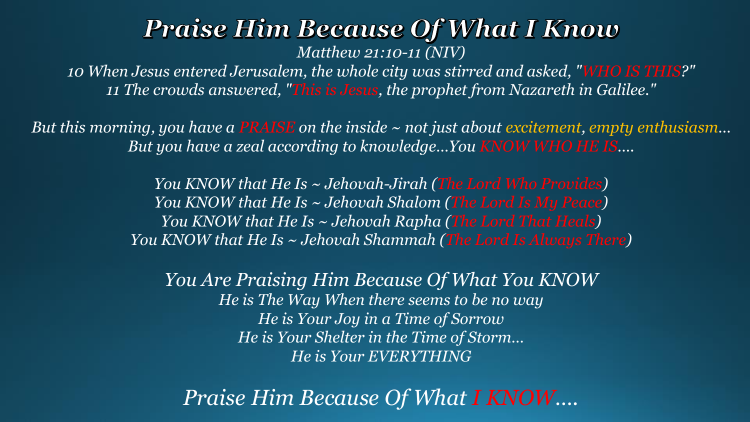# *Praise Him Because Of What I Know*

*Matthew 21:10-11 (NIV)*

*10 When Jesus entered Jerusalem, the whole city was stirred and asked, "WHO IS THIS?"*
*11 The crowds answered, "This is Jesus, the prophet from Nazareth in Galilee."*

*But this morning, you have a PRAISE on the inside ~ not just about excitement, empty enthusiasm…*
*But you have a zeal according to knowledge…You KNOW WHO HE IS….*

*You KNOW that He Is ~ Jehovah-Jirah (The Lord Who Provides)*
*You KNOW that He Is ~ Jehovah Shalom (The Lord Is My Peace)*
*You KNOW that He Is ~ Jehovah Rapha (The Lord That Heals)*
*You KNOW that He Is ~ Jehovah Shammah (The Lord Is Always There)*

*You Are Praising Him Because Of What You KNOW*
*He is The Way When there seems to be no way*
*He is Your Joy in a Time of Sorrow*
*He is Your Shelter in the Time of Storm…*
*He is Your EVERYTHING*

*Praise Him Because Of What I KNOW….*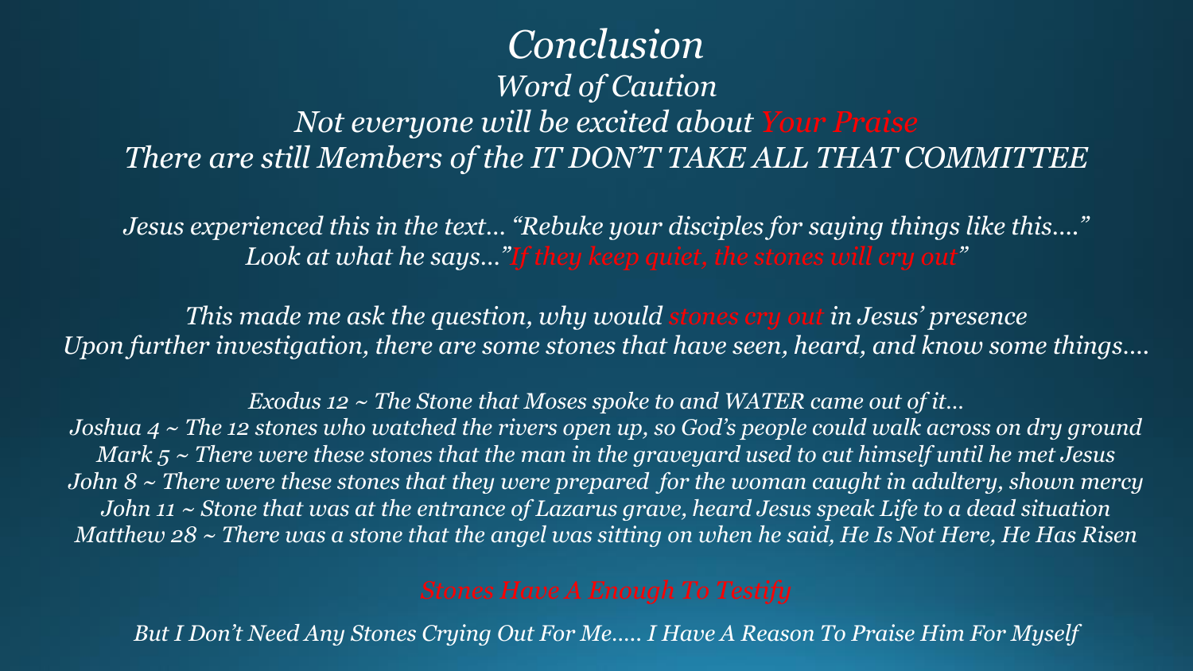# *Conclusion*

## *Word of Caution*

*Not everyone will be excited about Your Praise*

*There are still Members of the IT DON'T TAKE ALL THAT COMMITTEE*

*Jesus experienced this in the text… "Rebuke your disciples for saying things like this…."*
*Look at what he says…"If they keep quiet, the stones will cry out"*

*This made me ask the question, why would stones cry out in Jesus' presence*
*Upon further investigation, there are some stones that have seen, heard, and know some things….*

*Exodus 12 ~ The Stone that Moses spoke to and WATER came out of it…*
*Joshua 4 ~ The 12 stones who watched the rivers open up, so God's people could walk across on dry ground*
*Mark 5 ~ There were these stones that the man in the graveyard used to cut himself until he met Jesus*
*John 8 ~ There were these stones that they were prepared for the woman caught in adultery, shown mercy*
*John 11 ~ Stone that was at the entrance of Lazarus grave, heard Jesus speak Life to a dead situation*
*Matthew 28 ~ There was a stone that the angel was sitting on when he said, He Is Not Here, He Has Risen*

*Stones Have A Enough To Testify*

*But I Don't Need Any Stones Crying Out For Me….. I Have A Reason To Praise Him For Myself*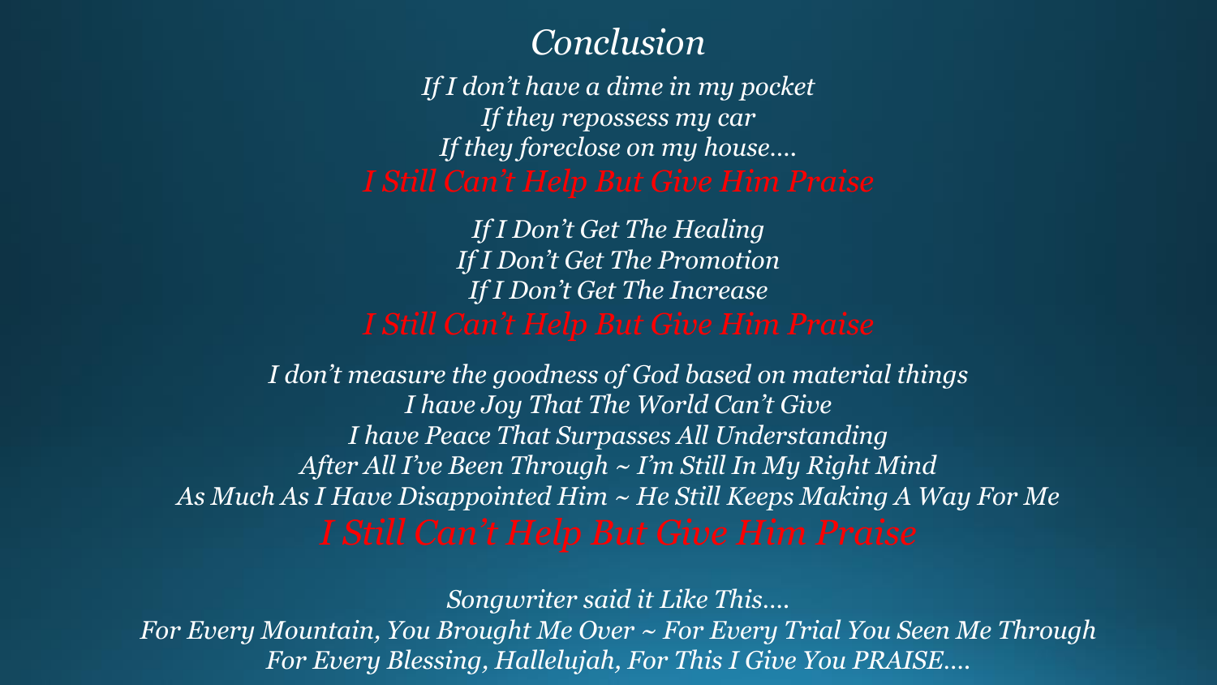# *Conclusion*

*If I don't have a dime in my pocket*
*If they repossess my car*
*If they foreclose on my house….*
***I Still Can't Help But Give Him Praise***

*If I Don't Get The Healing*
*If I Don't Get The Promotion*
*If I Don't Get The Increase*
***I Still Can't Help But Give Him Praise***

*I don't measure the goodness of God based on material things*
*I have Joy That The World Can't Give*
*I have Peace That Surpasses All Understanding*
*After All I've Been Through ~ I'm Still In My Right Mind*
*As Much As I Have Disappointed Him ~ He Still Keeps Making A Way For Me*
***I Still Can't Help But Give Him Praise***

*Songwriter said it Like This….*
*For Every Mountain, You Brought Me Over ~ For Every Trial You Seen Me Through*
*For Every Blessing, Hallelujah, For This I Give You PRAISE….*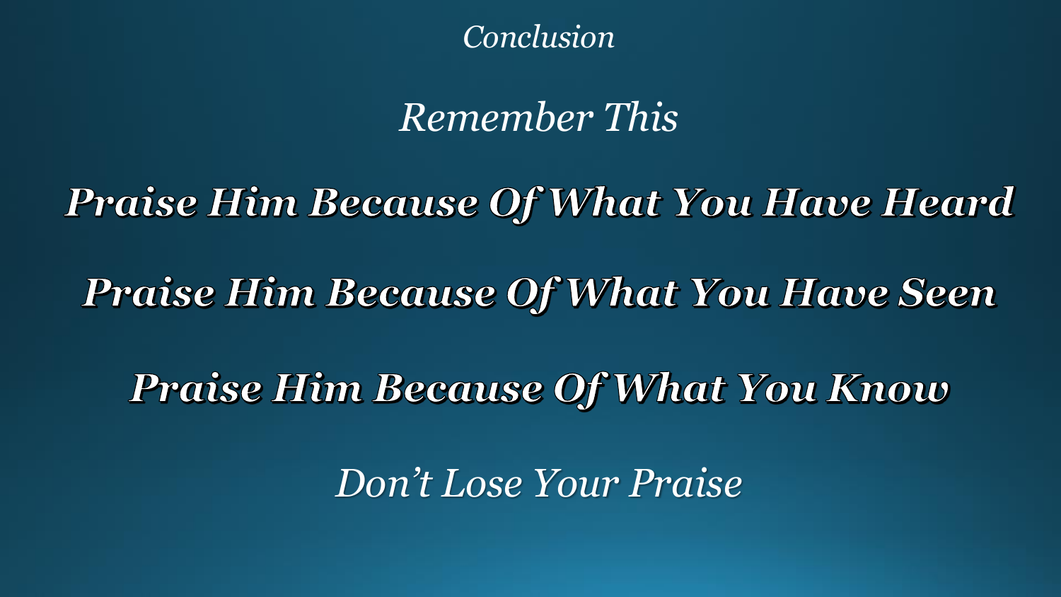*Conclusion*

*Remember This*

***Praise Him Because Of What You Have Heard***

***Praise Him Because Of What You Have Seen***

***Praise Him Because Of What You Know***

*Don't Lose Your Praise*